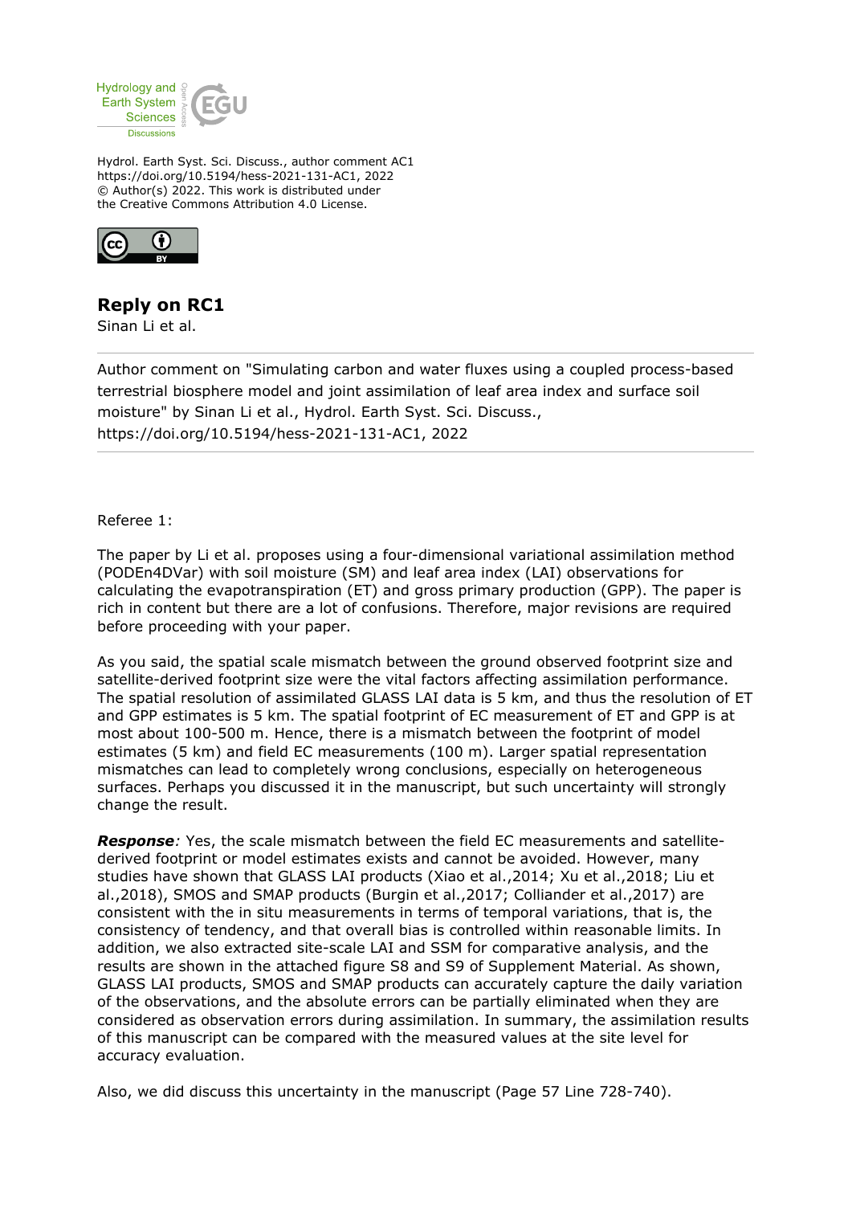Hydrol. Earth Syst. Sci. Discuss., author comment AC1
https://doi.org/10.5194/hess-2021-131-AC1, 2022
© Author(s) 2022. This work is distributed under
the Creative Commons Attribution 4.0 License.

# Reply on RC1

Sinan Li et al.

Author comment on "Simulating carbon and water fluxes using a coupled process-based terrestrial biosphere model and joint assimilation of leaf area index and surface soil moisture" by Sinan Li et al., Hydrol. Earth Syst. Sci. Discuss., https://doi.org/10.5194/hess-2021-131-AC1, 2022

Referee 1:

The paper by Li et al. proposes using a four-dimensional variational assimilation method (PODEn4DVar) with soil moisture (SM) and leaf area index (LAI) observations for calculating the evapotranspiration (ET) and gross primary production (GPP). The paper is rich in content but there are a lot of confusions. Therefore, major revisions are required before proceeding with your paper.

As you said, the spatial scale mismatch between the ground observed footprint size and satellite-derived footprint size were the vital factors affecting assimilation performance. The spatial resolution of assimilated GLASS LAI data is 5 km, and thus the resolution of ET and GPP estimates is 5 km. The spatial footprint of EC measurement of ET and GPP is at most about 100-500 m. Hence, there is a mismatch between the footprint of model estimates (5 km) and field EC measurements (100 m). Larger spatial representation mismatches can lead to completely wrong conclusions, especially on heterogeneous surfaces. Perhaps you discussed it in the manuscript, but such uncertainty will strongly change the result.

***Response****:* Yes, the scale mismatch between the field EC measurements and satellite-derived footprint or model estimates exists and cannot be avoided. However, many studies have shown that GLASS LAI products (Xiao et al.,2014; Xu et al.,2018; Liu et al.,2018), SMOS and SMAP products (Burgin et al.,2017; Colliander et al.,2017) are consistent with the in situ measurements in terms of temporal variations, that is, the consistency of tendency, and that overall bias is controlled within reasonable limits. In addition, we also extracted site-scale LAI and SSM for comparative analysis, and the results are shown in the attached figure S8 and S9 of Supplement Material. As shown, GLASS LAI products, SMOS and SMAP products can accurately capture the daily variation of the observations, and the absolute errors can be partially eliminated when they are considered as observation errors during assimilation. In summary, the assimilation results of this manuscript can be compared with the measured values at the site level for accuracy evaluation.

Also, we did discuss this uncertainty in the manuscript (Page 57 Line 728-740).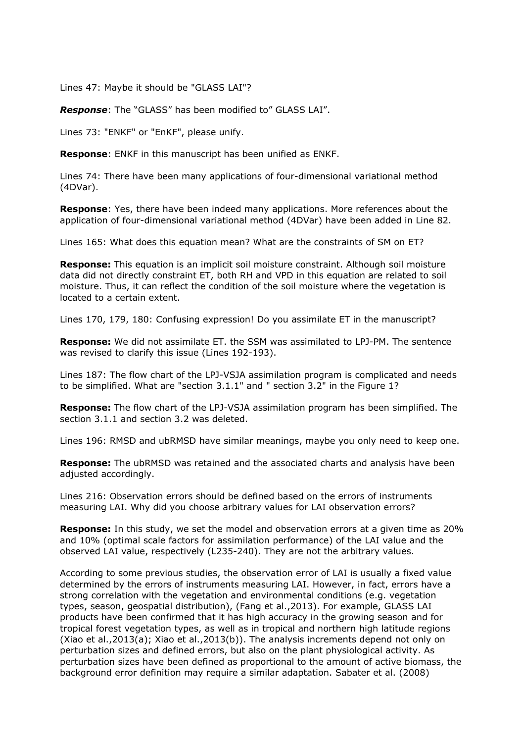Lines 47: Maybe it should be "GLASS LAI"?

***Response***: The "GLASS" has been modified to" GLASS LAI".

Lines 73: "ENKF" or "EnKF", please unify.

**Response**: ENKF in this manuscript has been unified as ENKF.

Lines 74: There have been many applications of four-dimensional variational method (4DVar).

**Response**: Yes, there have been indeed many applications. More references about the application of four-dimensional variational method (4DVar) have been added in Line 82.

Lines 165: What does this equation mean? What are the constraints of SM on ET?

**Response:** This equation is an implicit soil moisture constraint. Although soil moisture data did not directly constraint ET, both RH and VPD in this equation are related to soil moisture. Thus, it can reflect the condition of the soil moisture where the vegetation is located to a certain extent.

Lines 170, 179, 180: Confusing expression! Do you assimilate ET in the manuscript?

**Response:** We did not assimilate ET. the SSM was assimilated to LPJ-PM. The sentence was revised to clarify this issue (Lines 192-193).

Lines 187: The flow chart of the LPJ-VSJA assimilation program is complicated and needs to be simplified. What are "section 3.1.1" and " section 3.2" in the Figure 1?

**Response:** The flow chart of the LPJ-VSJA assimilation program has been simplified. The section 3.1.1 and section 3.2 was deleted.

Lines 196: RMSD and ubRMSD have similar meanings, maybe you only need to keep one.

**Response:** The ubRMSD was retained and the associated charts and analysis have been adjusted accordingly.

Lines 216: Observation errors should be defined based on the errors of instruments measuring LAI. Why did you choose arbitrary values for LAI observation errors?

**Response:** In this study, we set the model and observation errors at a given time as 20% and 10% (optimal scale factors for assimilation performance) of the LAI value and the observed LAI value, respectively (L235-240). They are not the arbitrary values.

According to some previous studies, the observation error of LAI is usually a fixed value determined by the errors of instruments measuring LAI. However, in fact, errors have a strong correlation with the vegetation and environmental conditions (e.g. vegetation types, season, geospatial distribution), (Fang et al.,2013). For example, GLASS LAI products have been confirmed that it has high accuracy in the growing season and for tropical forest vegetation types, as well as in tropical and northern high latitude regions (Xiao et al.,2013(a); Xiao et al.,2013(b)). The analysis increments depend not only on perturbation sizes and defined errors, but also on the plant physiological activity. As perturbation sizes have been defined as proportional to the amount of active biomass, the background error definition may require a similar adaptation. Sabater et al. (2008)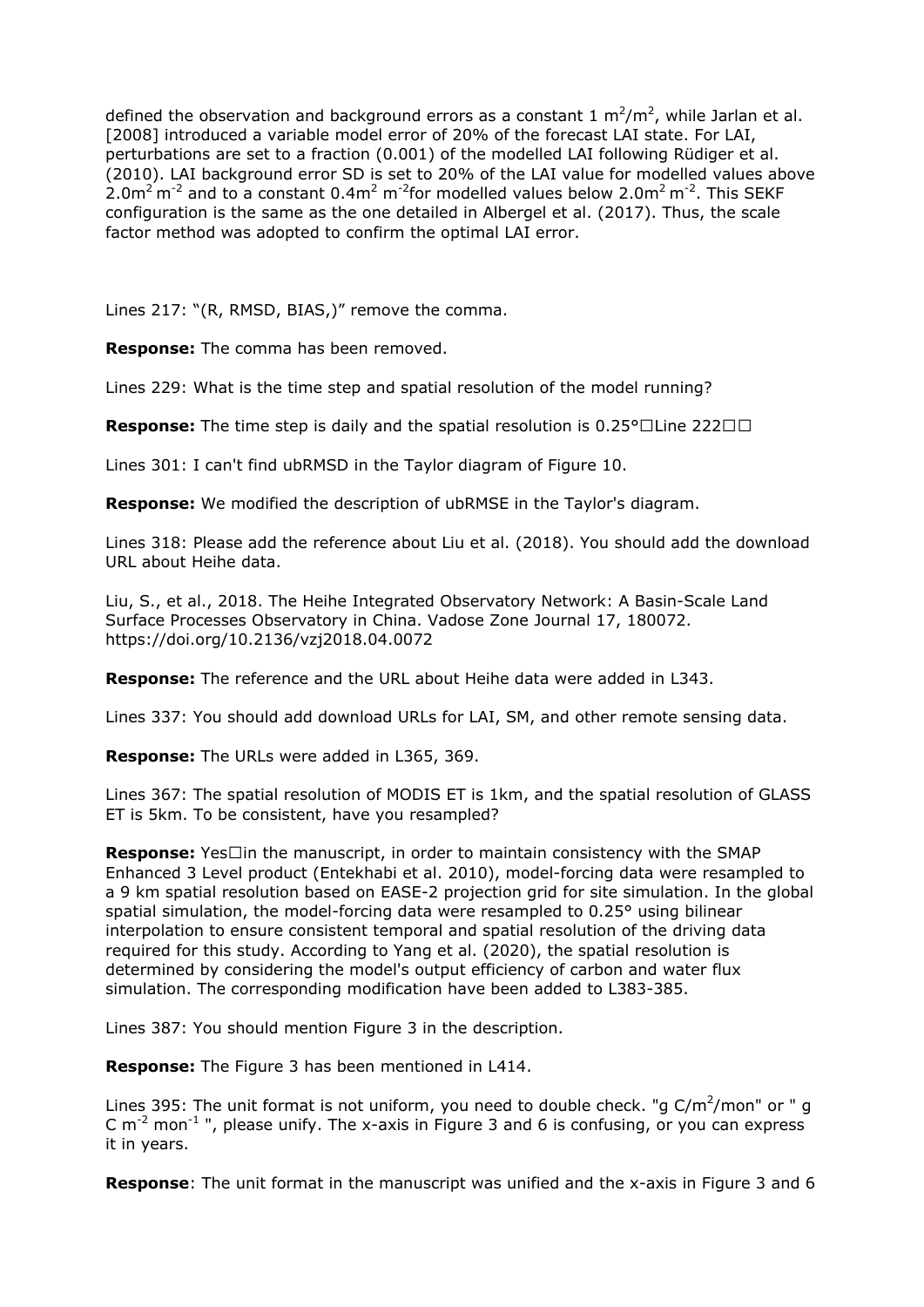defined the observation and background errors as a constant 1 $m^2/m^2$, while Jarlan et al. [2008] introduced a variable model error of 20% of the forecast LAI state. For LAI, perturbations are set to a fraction (0.001) of the modelled LAI following Rüdiger et al. (2010). LAI background error SD is set to 20% of the LAI value for modelled values above $2.0m^2\,m^{-2}$ and to a constant $0.4m^2\,m^{-2}$for modelled values below $2.0m^2\,m^{-2}$. This SEKF configuration is the same as the one detailed in Albergel et al. (2017). Thus, the scale factor method was adopted to confirm the optimal LAI error.

Lines 217: "(R, RMSD, BIAS,)" remove the comma.

**Response:** The comma has been removed.

Lines 229: What is the time step and spatial resolution of the model running?

**Response:** The time step is daily and the spatial resolution is 0.25°□Line 222□□

Lines 301: I can't find ubRMSD in the Taylor diagram of Figure 10.

**Response:** We modified the description of ubRMSE in the Taylor's diagram.

Lines 318: Please add the reference about Liu et al. (2018). You should add the download URL about Heihe data.

Liu, S., et al., 2018. The Heihe Integrated Observatory Network: A Basin-Scale Land Surface Processes Observatory in China. Vadose Zone Journal 17, 180072. https://doi.org/10.2136/vzj2018.04.0072

**Response:** The reference and the URL about Heihe data were added in L343.

Lines 337: You should add download URLs for LAI, SM, and other remote sensing data.

**Response:** The URLs were added in L365, 369.

Lines 367: The spatial resolution of MODIS ET is 1km, and the spatial resolution of GLASS ET is 5km. To be consistent, have you resampled?

**Response:** Yes□in the manuscript, in order to maintain consistency with the SMAP Enhanced 3 Level product (Entekhabi et al. 2010), model-forcing data were resampled to a 9 km spatial resolution based on EASE-2 projection grid for site simulation. In the global spatial simulation, the model-forcing data were resampled to 0.25° using bilinear interpolation to ensure consistent temporal and spatial resolution of the driving data required for this study. According to Yang et al. (2020), the spatial resolution is determined by considering the model's output efficiency of carbon and water flux simulation. The corresponding modification have been added to L383-385.

Lines 387: You should mention Figure 3 in the description.

**Response:** The Figure 3 has been mentioned in L414.

Lines 395: The unit format is not uniform, you need to double check. "g $C/m^2$/mon" or " g $C\ m^{-2}\ mon^{-1}$ ", please unify. The x-axis in Figure 3 and 6 is confusing, or you can express it in years.

**Response**: The unit format in the manuscript was unified and the x-axis in Figure 3 and 6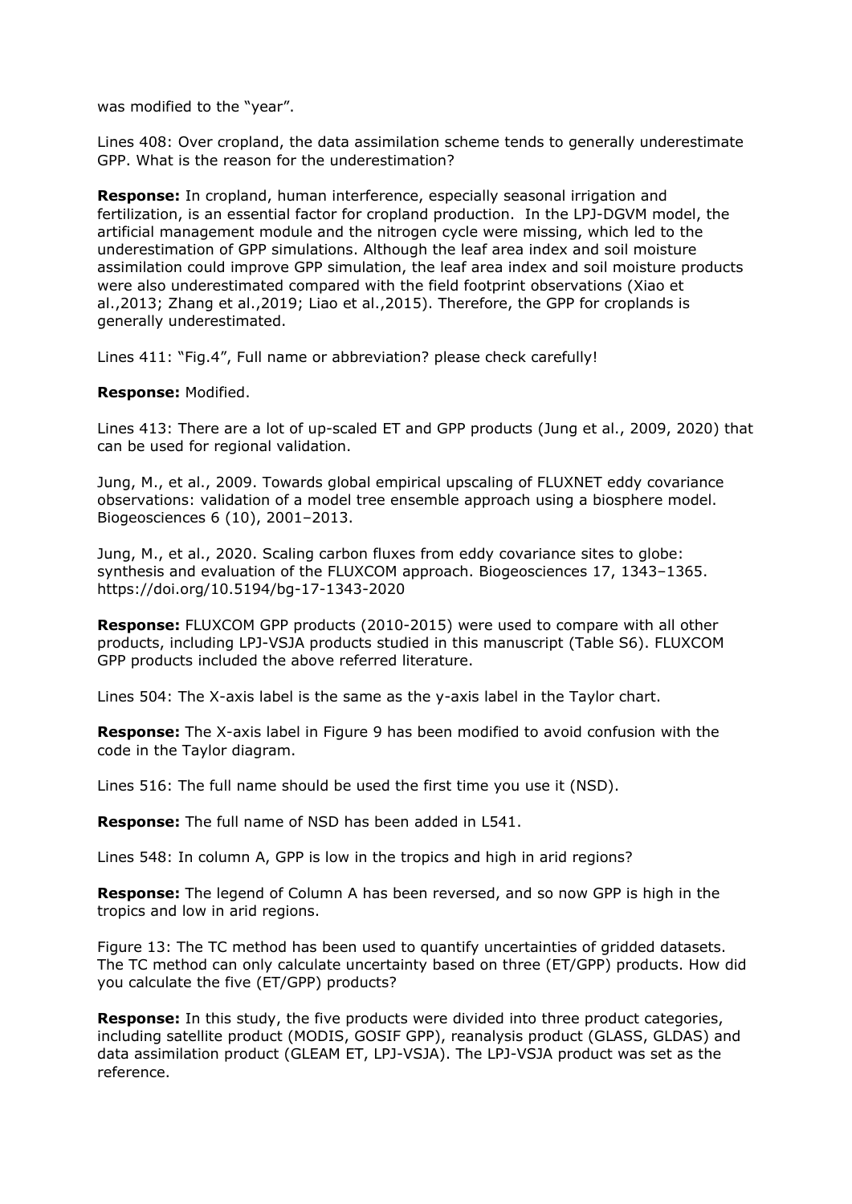was modified to the "year".

Lines 408: Over cropland, the data assimilation scheme tends to generally underestimate GPP. What is the reason for the underestimation?

**Response:** In cropland, human interference, especially seasonal irrigation and fertilization, is an essential factor for cropland production.  In the LPJ-DGVM model, the artificial management module and the nitrogen cycle were missing, which led to the underestimation of GPP simulations. Although the leaf area index and soil moisture assimilation could improve GPP simulation, the leaf area index and soil moisture products were also underestimated compared with the field footprint observations (Xiao et al.,2013; Zhang et al.,2019; Liao et al.,2015). Therefore, the GPP for croplands is generally underestimated.

Lines 411: "Fig.4", Full name or abbreviation? please check carefully!

**Response:** Modified.

Lines 413: There are a lot of up-scaled ET and GPP products (Jung et al., 2009, 2020) that can be used for regional validation.

Jung, M., et al., 2009. Towards global empirical upscaling of FLUXNET eddy covariance observations: validation of a model tree ensemble approach using a biosphere model. Biogeosciences 6 (10), 2001–2013.

Jung, M., et al., 2020. Scaling carbon fluxes from eddy covariance sites to globe: synthesis and evaluation of the FLUXCOM approach. Biogeosciences 17, 1343–1365. https://doi.org/10.5194/bg-17-1343-2020

**Response:** FLUXCOM GPP products (2010-2015) were used to compare with all other products, including LPJ-VSJA products studied in this manuscript (Table S6). FLUXCOM GPP products included the above referred literature.

Lines 504: The X-axis label is the same as the y-axis label in the Taylor chart.

**Response:** The X-axis label in Figure 9 has been modified to avoid confusion with the code in the Taylor diagram.

Lines 516: The full name should be used the first time you use it (NSD).

**Response:** The full name of NSD has been added in L541.

Lines 548: In column A, GPP is low in the tropics and high in arid regions?

**Response:** The legend of Column A has been reversed, and so now GPP is high in the tropics and low in arid regions.

Figure 13: The TC method has been used to quantify uncertainties of gridded datasets. The TC method can only calculate uncertainty based on three (ET/GPP) products. How did you calculate the five (ET/GPP) products?

**Response:** In this study, the five products were divided into three product categories, including satellite product (MODIS, GOSIF GPP), reanalysis product (GLASS, GLDAS) and data assimilation product (GLEAM ET, LPJ-VSJA). The LPJ-VSJA product was set as the reference.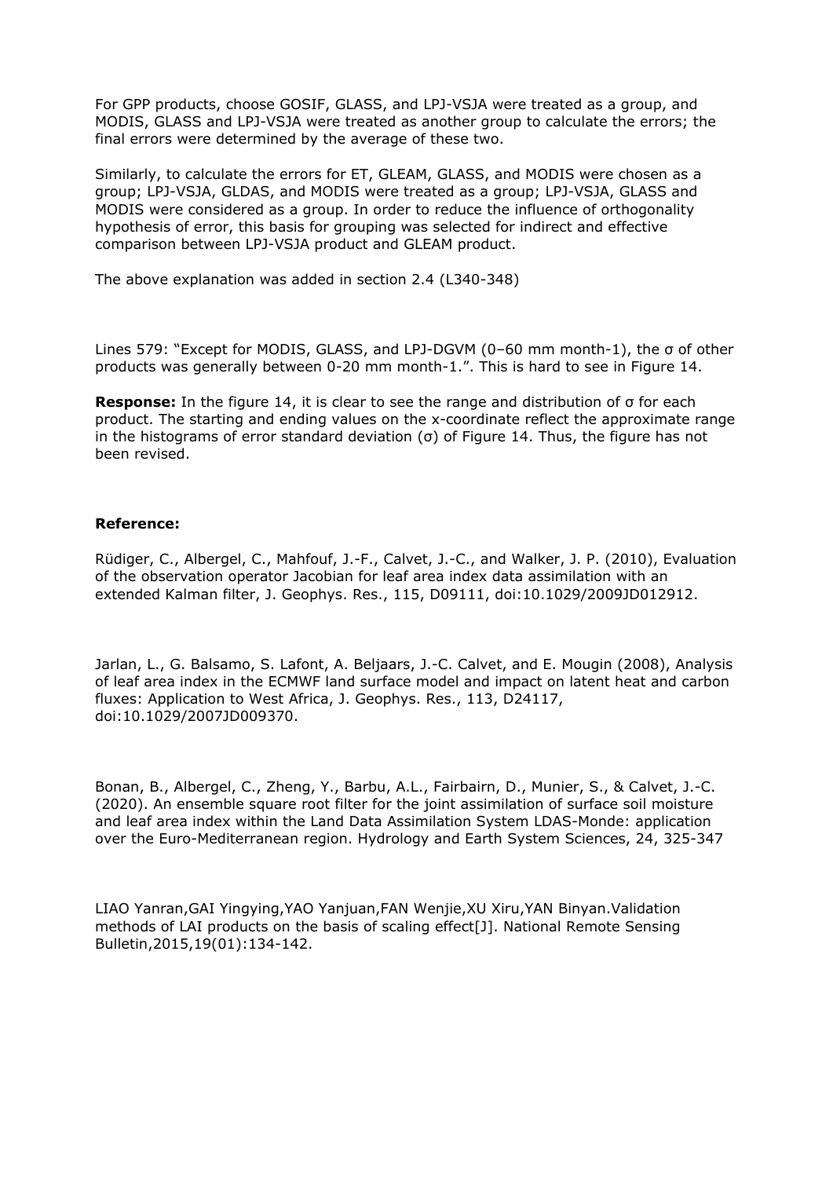For GPP products, choose GOSIF, GLASS, and LPJ-VSJA were treated as a group, and MODIS, GLASS and LPJ-VSJA were treated as another group to calculate the errors; the final errors were determined by the average of these two.

Similarly, to calculate the errors for ET, GLEAM, GLASS, and MODIS were chosen as a group; LPJ-VSJA, GLDAS, and MODIS were treated as a group; LPJ-VSJA, GLASS and MODIS were considered as a group. In order to reduce the influence of orthogonality hypothesis of error, this basis for grouping was selected for indirect and effective comparison between LPJ-VSJA product and GLEAM product.

The above explanation was added in section 2.4 (L340-348)

Lines 579: “Except for MODIS, GLASS, and LPJ-DGVM (0–60 mm month-1), the σ of other products was generally between 0-20 mm month-1.”. This is hard to see in Figure 14.

**Response:** In the figure 14, it is clear to see the range and distribution of σ for each product. The starting and ending values on the x-coordinate reflect the approximate range in the histograms of error standard deviation (σ) of Figure 14. Thus, the figure has not been revised.

**Reference:**

Rüdiger, C., Albergel, C., Mahfouf, J.-F., Calvet, J.-C., and Walker, J. P. (2010), Evaluation of the observation operator Jacobian for leaf area index data assimilation with an extended Kalman filter, J. Geophys. Res., 115, D09111, doi:10.1029/2009JD012912.

Jarlan, L., G. Balsamo, S. Lafont, A. Beljaars, J.-C. Calvet, and E. Mougin (2008), Analysis of leaf area index in the ECMWF land surface model and impact on latent heat and carbon fluxes: Application to West Africa, J. Geophys. Res., 113, D24117, doi:10.1029/2007JD009370.

Bonan, B., Albergel, C., Zheng, Y., Barbu, A.L., Fairbairn, D., Munier, S., & Calvet, J.-C. (2020). An ensemble square root filter for the joint assimilation of surface soil moisture and leaf area index within the Land Data Assimilation System LDAS-Monde: application over the Euro-Mediterranean region. Hydrology and Earth System Sciences, 24, 325-347

LIAO Yanran,GAI Yingying,YAO Yanjuan,FAN Wenjie,XU Xiru,YAN Binyan.Validation methods of LAI products on the basis of scaling effect[J]. National Remote Sensing Bulletin,2015,19(01):134-142.